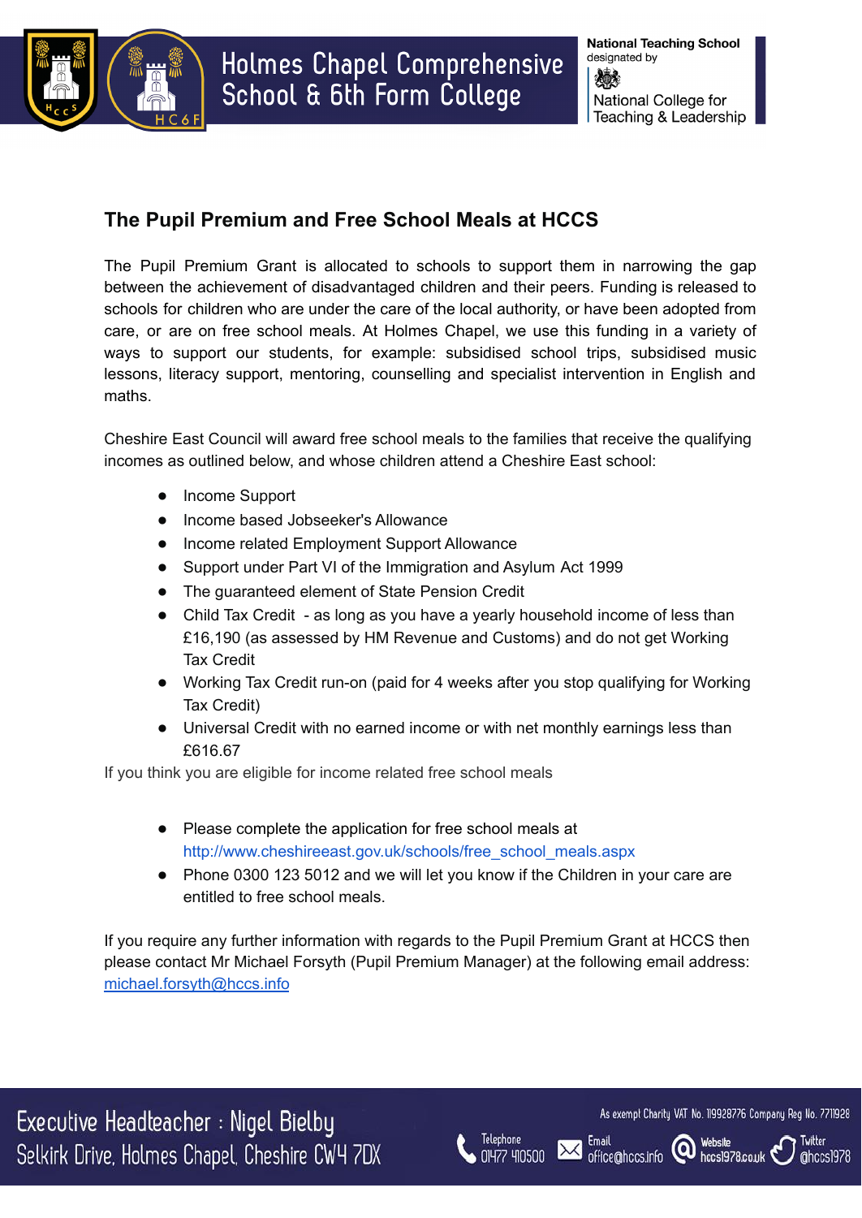## The Pupil Premium and Free School Meals at HCCS

The Pupil Premium Grant is allocated to schools to support them in narrowing the gap between the achievement of disadvantaged children and their peers. Funding is released to schools for children who are under the care of the local authority, or have been adopted from care, or are on free school meals. At Holmes Chapel, we use this funding in a variety of ways to support our students, for example: subsidised school trips, subsidised music lessons, literacy support, mentoring, counselling and specialist intervention in English and maths.

Cheshire East Council will award free school meals to the families that receive the qualifying incomes as outlined below, and whose children attend a Cheshire East school:

- Income Support
- Income based Jobseeker's Allowance
- Income related Employment Support Allowance
- Support under Part VI of the Immigration and Asylum Act 1999
- The guaranteed element of State Pension Credit
- Child Tax Credit - as long as you have a yearly household income of less than £16,190 (as assessed by HM Revenue and Customs) and do not get Working Tax Credit
- Working Tax Credit run-on (paid for 4 weeks after you stop qualifying for Working Tax Credit)
- Universal Credit with no earned income or with net monthly earnings less than £616.67

If you think you are eligible for income related free school meals

- Please complete the application for free school meals at http://www.cheshireeast.gov.uk/schools/free_school_meals.aspx
- Phone 0300 123 5012 and we will let you know if the Children in your care are entitled to free school meals.

If you require any further information with regards to the Pupil Premium Grant at HCCS then please contact Mr Michael Forsyth (Pupil Premium Manager) at the following email address: michael.forsyth@hccs.info